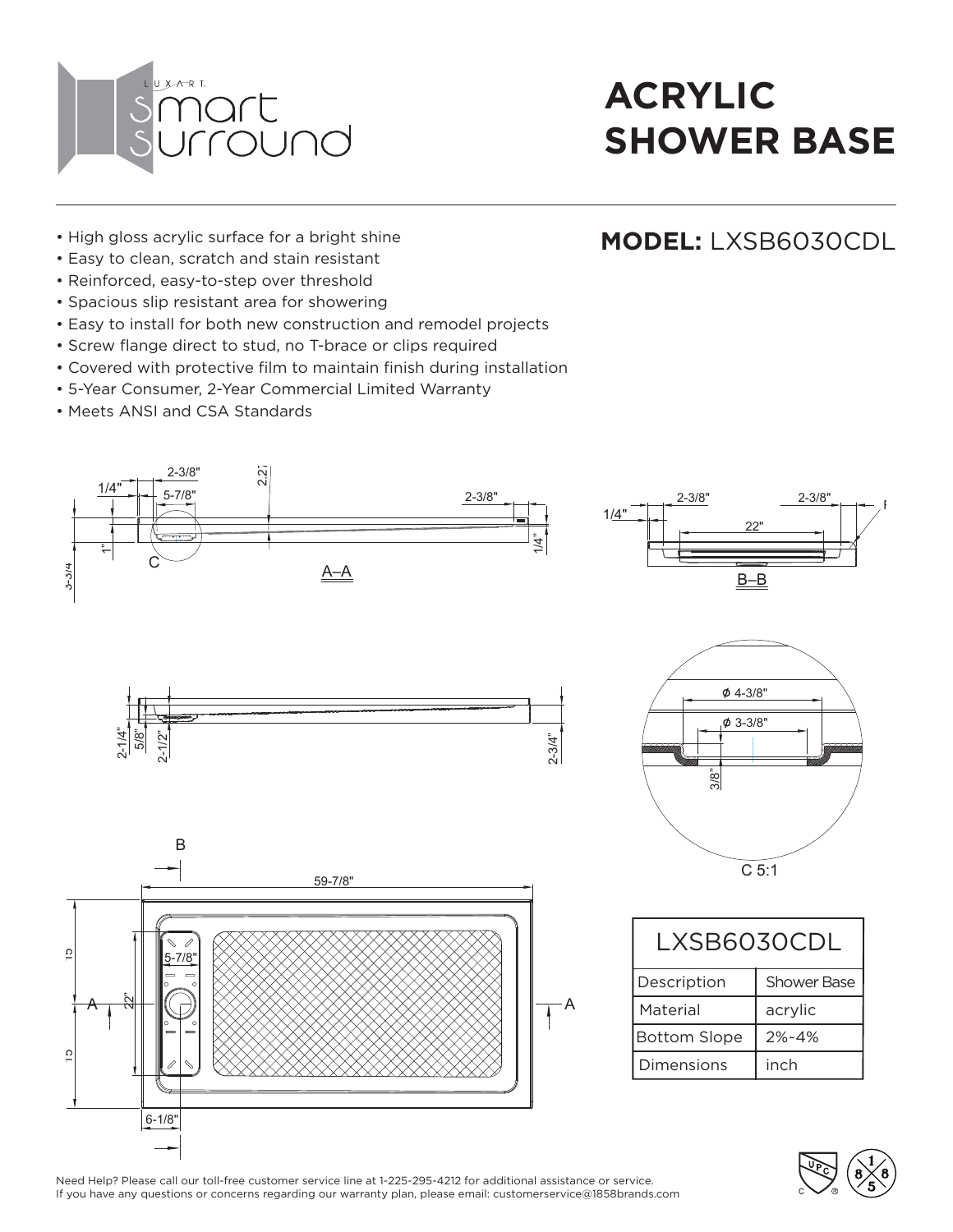# ACRYLIC SHOWER BASE

**MODEL:** LXSB6030CDL

- High gloss acrylic surface for a bright shine
- Easy to clean, scratch and stain resistant
- Reinforced, easy-to-step over threshold
- Spacious slip resistant area for showering
- Easy to install for both new construction and remodel projects
- Screw flange direct to stud, no T-brace or clips required
- Covered with protective film to maintain finish during installation
- 5-Year Consumer, 2-Year Commercial Limited Warranty
- Meets ANSI and CSA Standards

| LXSB6030CDL | |
|---|---|
| Description | Shower Base |
| Material | acrylic |
| Bottom Slope | 2%-4% |
| Dimensions | inch |

Need Help? Please call our toll-free customer service line at 1-225-295-4212 for additional assistance or service.
If you have any questions or concerns regarding our warranty plan, please email: customerservice@1858brands.com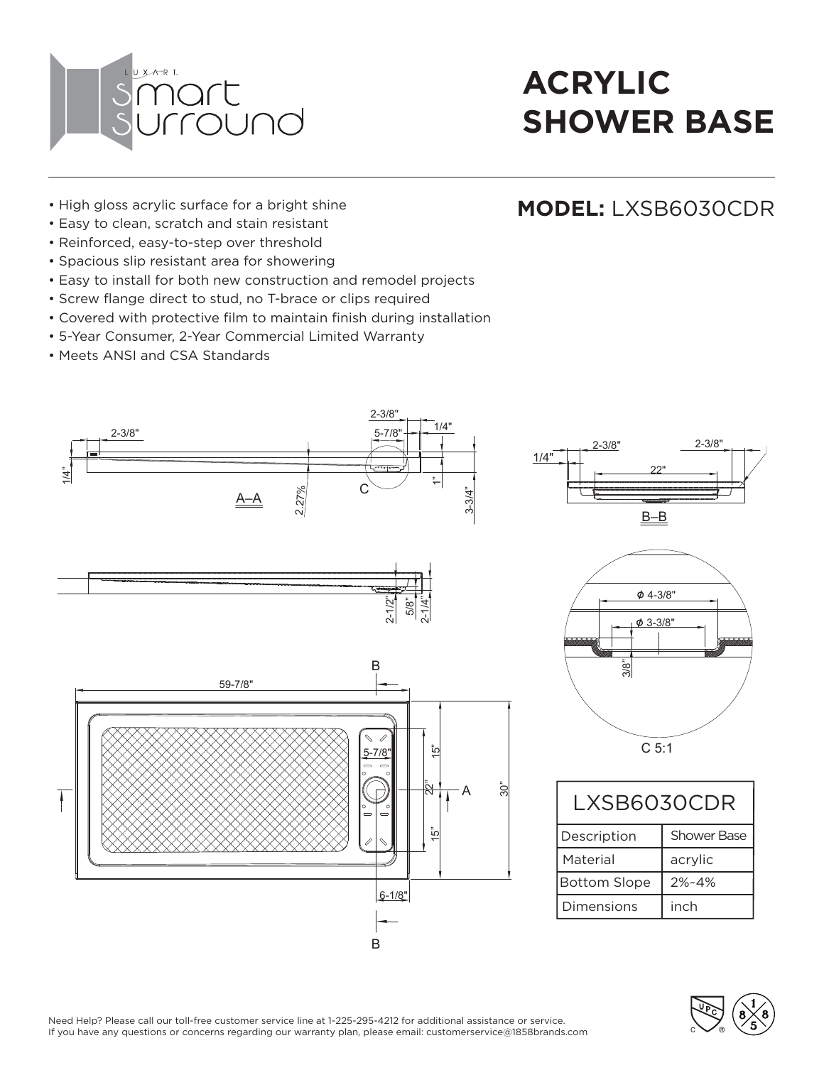# ACRYLIC SHOWER BASE

## MODEL: LXSB6030CDR

- High gloss acrylic surface for a bright shine
- Easy to clean, scratch and stain resistant
- Reinforced, easy-to-step over threshold
- Spacious slip resistant area for showering
- Easy to install for both new construction and remodel projects
- Screw flange direct to stud, no T-brace or clips required
- Covered with protective film to maintain finish during installation
- 5-Year Consumer, 2-Year Commercial Limited Warranty
- Meets ANSI and CSA Standards

| LXSB6030CDR | |
|---|---|
| Description | Shower Base |
| Material | acrylic |
| Bottom Slope | 2%~4% |
| Dimensions | inch |

Need Help? Please call our toll-free customer service line at 1-225-295-4212 for additional assistance or service.
If you have any questions or concerns regarding our warranty plan, please email: customerservice@1858brands.com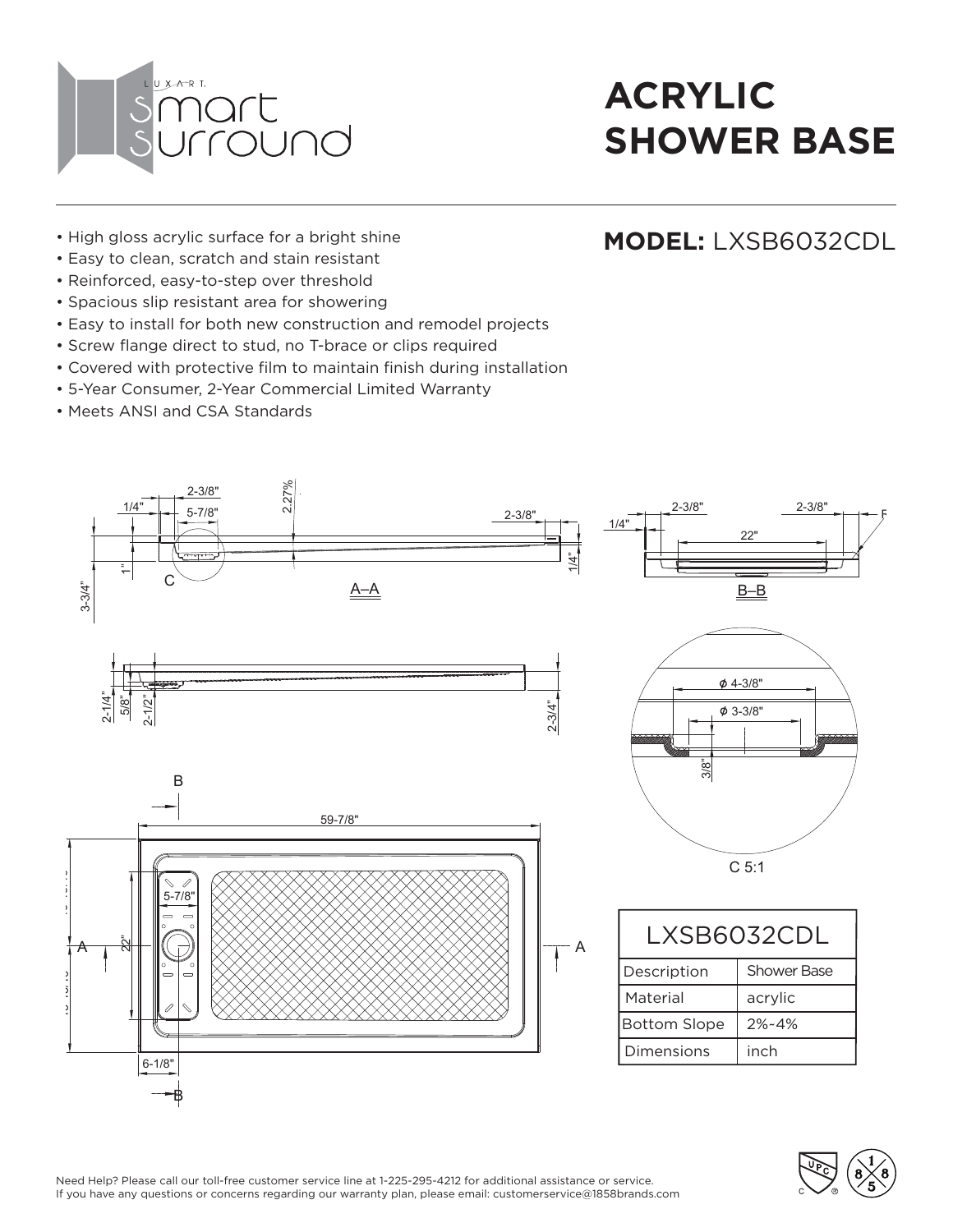# ACRYLIC SHOWER BASE

## MODEL: LXSB6032CDL

- High gloss acrylic surface for a bright shine
- Easy to clean, scratch and stain resistant
- Reinforced, easy-to-step over threshold
- Spacious slip resistant area for showering
- Easy to install for both new construction and remodel projects
- Screw flange direct to stud, no T-brace or clips required
- Covered with protective film to maintain finish during installation
- 5-Year Consumer, 2-Year Commercial Limited Warranty
- Meets ANSI and CSA Standards

| LXSB6032CDL | |
|---|---|
| Description | Shower Base |
| Material | acrylic |
| Bottom Slope | 2%-4% |
| Dimensions | inch |

Need Help? Please call our toll-free customer service line at 1-225-295-4212 for additional assistance or service.
If you have any questions or concerns regarding our warranty plan, please email: customerservice@1858brands.com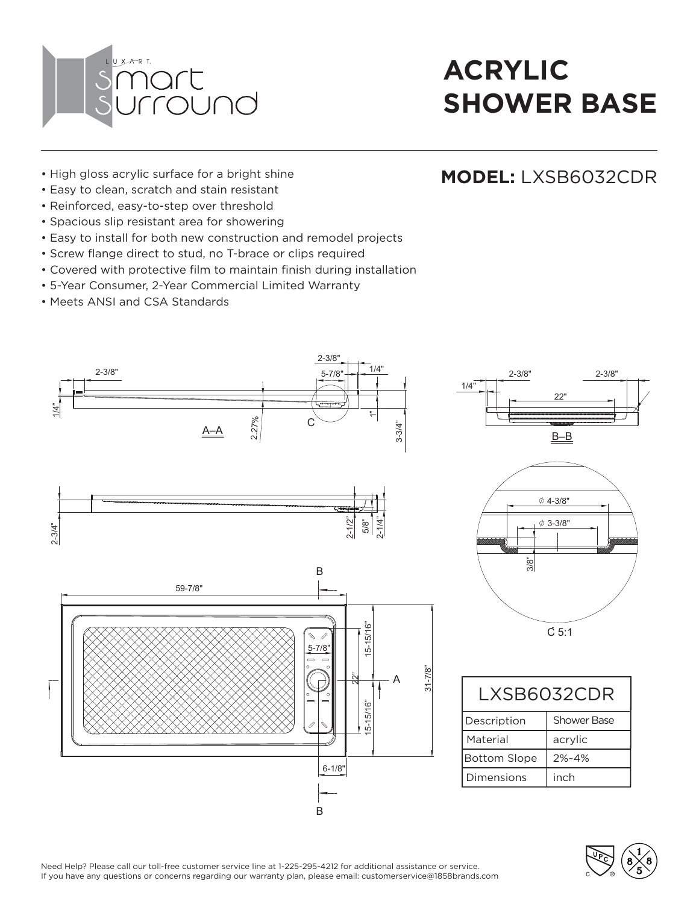# ACRYLIC SHOWER BASE

## MODEL: LXSB6032CDR

- High gloss acrylic surface for a bright shine
- Easy to clean, scratch and stain resistant
- Reinforced, easy-to-step over threshold
- Spacious slip resistant area for showering
- Easy to install for both new construction and remodel projects
- Screw flange direct to stud, no T-brace or clips required
- Covered with protective film to maintain finish during installation
- 5-Year Consumer, 2-Year Commercial Limited Warranty
- Meets ANSI and CSA Standards

2-3/8"
2-3/8"
5-7/8"
1/4"
1/4"
1"
3-3/4"
2.27%
C
A–A

2-3/8"
2-3/8"
1/4"
22"
B–B

2-3/4"
2-1/2"
5/8"
2-1/4"

ϕ 4-3/8"
ϕ 3-3/8"
3/8"
C 5:1

B
59-7/8"
5-7/8"
15-15/16"
22"
15-15/16"
A
31-7/8"
6-1/8"
B

| LXSB6032CDR | |
|---|---|
| Description | Shower Base |
| Material | acrylic |
| Bottom Slope | 2%~4% |
| Dimensions | inch |

Need Help? Please call our toll-free customer service line at 1-225-295-4212 for additional assistance or service.
If you have any questions or concerns regarding our warranty plan, please email: customerservice@1858brands.com